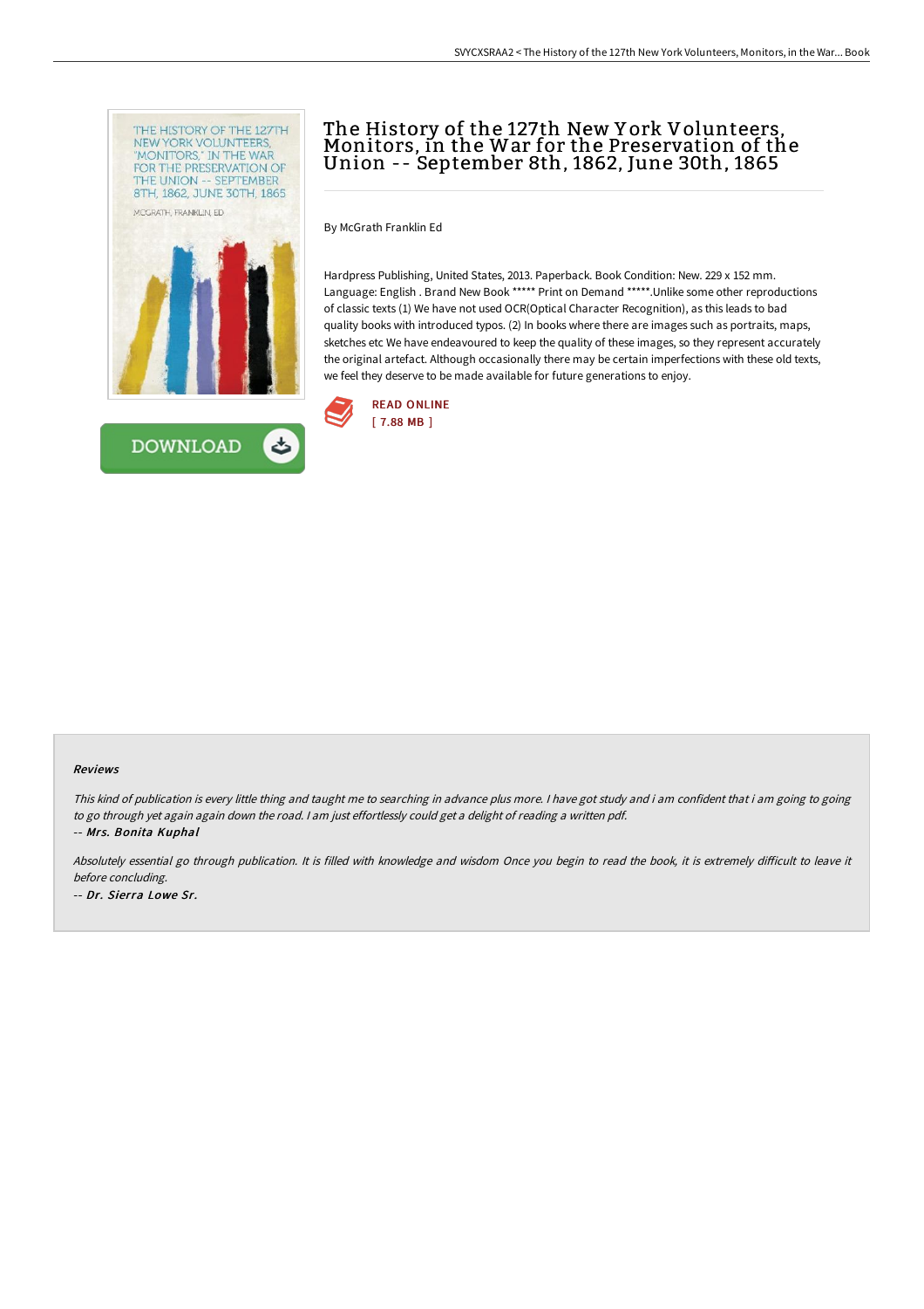# The History of the 127th New York Volunteers, Monitors, in the War for the Preservation of the Union -- September 8th, 1862, June 30th, 1865

By McGrath Franklin Ed

Hardpress Publishing, United States, 2013. Paperback. Book Condition: New. 229 x 152 mm. Language: English . Brand New Book ***** Print on Demand *****.Unlike some other reproductions of classic texts (1) We have not used OCR(Optical Character Recognition), as this leads to bad quality books with introduced typos. (2) In books where there are images such as portraits, maps, sketches etc We have endeavoured to keep the quality of these images, so they represent accurately the original artefact. Although occasionally there may be certain imperfections with these old texts, we feel they deserve to be made available for future generations to enjoy.

READ ONLINE
[ 7.88 MB ]

DOWNLOAD

### Reviews

*This kind of publication is every little thing and taught me to searching in advance plus more. I have got study and i am confident that i am going to going to go through yet again again down the road. I am just effortlessly could get a delight of reading a written pdf.*

*-- Mrs. Bonita Kuphal*

*Absolutely essential go through publication. It is filled with knowledge and wisdom Once you begin to read the book, it is extremely difficult to leave it before concluding.*

*-- Dr. Sierra Lowe Sr.*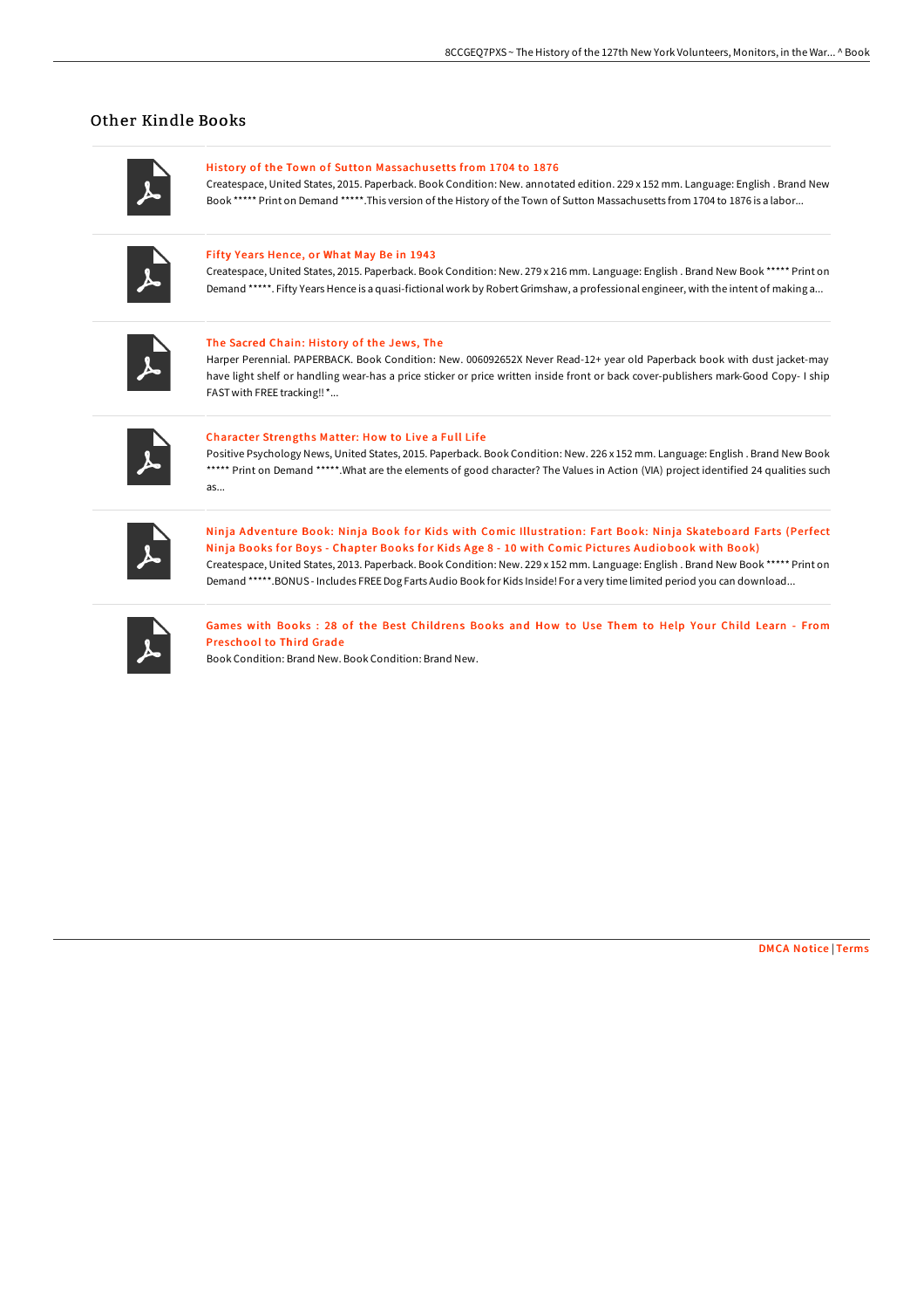## Other Kindle Books

### History of the Town of Sutton Massachusetts from 1704 to 1876

Createspace, United States, 2015. Paperback. Book Condition: New. annotated edition. 229 x 152 mm. Language: English . Brand New Book ***** Print on Demand *****.This version of the History of the Town of Sutton Massachusetts from 1704 to 1876 is a labor...

### Fifty Years Hence, or What May Be in 1943

Createspace, United States, 2015. Paperback. Book Condition: New. 279 x 216 mm. Language: English . Brand New Book ***** Print on Demand *****. Fifty Years Hence is a quasi-fictional work by Robert Grimshaw, a professional engineer, with the intent of making a...

### The Sacred Chain: History of the Jews, The

Harper Perennial. PAPERBACK. Book Condition: New. 006092652X Never Read-12+ year old Paperback book with dust jacket-may have light shelf or handling wear-has a price sticker or price written inside front or back cover-publishers mark-Good Copy- I ship FAST with FREE tracking!! *...

### Character Strengths Matter: How to Live a Full Life

Positive Psychology News, United States, 2015. Paperback. Book Condition: New. 226 x 152 mm. Language: English . Brand New Book ***** Print on Demand *****.What are the elements of good character? The Values in Action (VIA) project identified 24 qualities such as...

### Ninja Adventure Book: Ninja Book for Kids with Comic Illustration: Fart Book: Ninja Skateboard Farts (Perfect Ninja Books for Boys - Chapter Books for Kids Age 8 - 10 with Comic Pictures Audiobook with Book)

Createspace, United States, 2013. Paperback. Book Condition: New. 229 x 152 mm. Language: English . Brand New Book ***** Print on Demand *****.BONUS - Includes FREE Dog Farts Audio Book for Kids Inside! For a very time limited period you can download...

### Games with Books : 28 of the Best Childrens Books and How to Use Them to Help Your Child Learn - From Preschool to Third Grade

Book Condition: Brand New. Book Condition: Brand New.

DMCA Notice | Terms